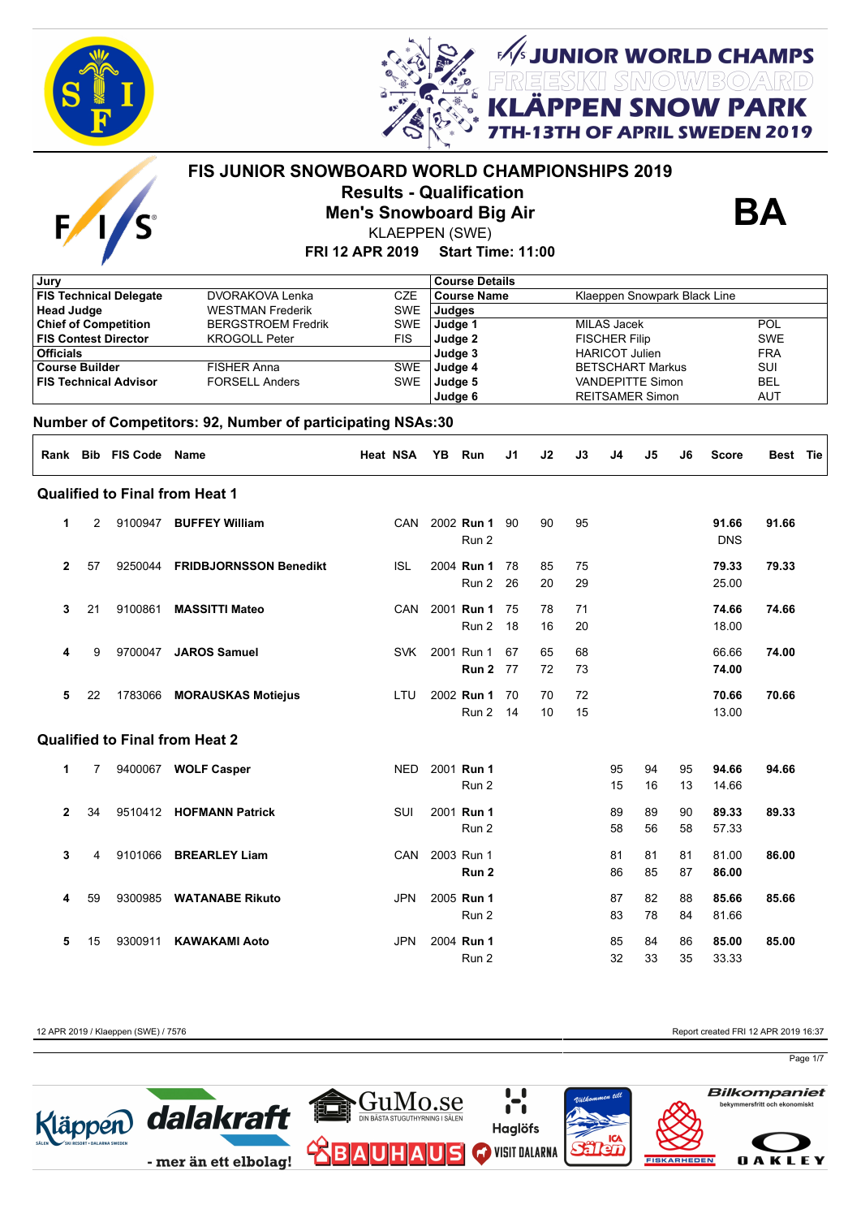JUNIOR WORLD CHAMPS
FREESKI SNOWBOARD
KLÄPPEN SNOW PARK
7TH-13TH OF APRIL SWEDEN 2019

# FIS JUNIOR SNOWBOARD WORLD CHAMPIONSHIPS 2019

## Results - Qualification

## Men's Snowboard Big Air

**BA**

KLAEPPEN (SWE)

**FRI 12 APR 2019 Start Time: 11:00**

| Jury | | |
|---|---|---|
| **FIS Technical Delegate** | DVORAKOVA Lenka | CZE |
| **Head Judge** | WESTMAN Frederik | SWE |
| **Chief of Competition** | BERGSTROEM Fredrik | SWE |
| **FIS Contest Director** | KROGOLL Peter | FIS |
| **Officials** | | |
| **Course Builder** | FISHER Anna | SWE |
| **FIS Technical Advisor** | FORSELL Anders | SWE |

| Course Details | | |
|---|---|---|
| **Course Name** | Klaeppen Snowpark Black Line | |
| **Judges** | | |
| **Judge 1** | MILAS Jacek | POL |
| **Judge 2** | FISCHER Filip | SWE |
| **Judge 3** | HARICOT Julien | FRA |
| **Judge 4** | BETSCHART Markus | SUI |
| **Judge 5** | VANDEPITTE Simon | BEL |
| **Judge 6** | REITSAMER Simon | AUT |

**Number of Competitors: 92, Number of participating NSAs:30**

| Rank | Bib | FIS Code | Name | Heat | NSA | YB | Run | J1 | J2 | J3 | J4 | J5 | J6 | Score | Best | Tie |
|---|---|---|---|---|---|---|---|---|---|---|---|---|---|---|---|---|
| **Qualified to Final from Heat 1** | | | | | | | | | | | | | | | | |
| **1** | 2 | 9100947 | **BUFFEY William** | | CAN | 2002 | **Run 1** | 90 | 90 | 95 | | | | **91.66** | **91.66** | |
| | | | | | | | Run 2 | | | | | | | DNS | | |
| **2** | 57 | 9250044 | **FRIDBJORNSSON Benedikt** | | ISL | 2004 | **Run 1** | 78 | 85 | 75 | | | | **79.33** | **79.33** | |
| | | | | | | | Run 2 | 26 | 20 | 29 | | | | 25.00 | | |
| **3** | 21 | 9100861 | **MASSITTI Mateo** | | CAN | 2001 | **Run 1** | 75 | 78 | 71 | | | | **74.66** | **74.66** | |
| | | | | | | | Run 2 | 18 | 16 | 20 | | | | 18.00 | | |
| **4** | 9 | 9700047 | **JAROS Samuel** | | SVK | 2001 | Run 1 | 67 | 65 | 68 | | | | 66.66 | **74.00** | |
| | | | | | | | **Run 2** | 77 | 72 | 73 | | | | **74.00** | | |
| **5** | 22 | 1783066 | **MORAUSKAS Motiejus** | | LTU | 2002 | **Run 1** | 70 | 70 | 72 | | | | **70.66** | **70.66** | |
| | | | | | | | Run 2 | 14 | 10 | 15 | | | | 13.00 | | |
| **Qualified to Final from Heat 2** | | | | | | | | | | | | | | | | |
| **1** | 7 | 9400067 | **WOLF Casper** | | NED | 2001 | **Run 1** | | | | 95 | 94 | 95 | **94.66** | **94.66** | |
| | | | | | | | Run 2 | | | | 15 | 16 | 13 | 14.66 | | |
| **2** | 34 | 9510412 | **HOFMANN Patrick** | | SUI | 2001 | **Run 1** | | | | 89 | 89 | 90 | **89.33** | **89.33** | |
| | | | | | | | Run 2 | | | | 58 | 56 | 58 | 57.33 | | |
| **3** | 4 | 9101066 | **BREARLEY Liam** | | CAN | 2003 | Run 1 | | | | 81 | 81 | 81 | 81.00 | **86.00** | |
| | | | | | | | **Run 2** | | | | 86 | 85 | 87 | **86.00** | | |
| **4** | 59 | 9300985 | **WATANABE Rikuto** | | JPN | 2005 | **Run 1** | | | | 87 | 82 | 88 | **85.66** | **85.66** | |
| | | | | | | | Run 2 | | | | 83 | 78 | 84 | 81.66 | | |
| **5** | 15 | 9300911 | **KAWAKAMI Aoto** | | JPN | 2004 | **Run 1** | | | | 85 | 84 | 86 | **85.00** | **85.00** | |
| | | | | | | | Run 2 | | | | 32 | 33 | 35 | 33.33 | | |

12 APR 2019 / Klaeppen (SWE) / 7576

Report created FRI 12 APR 2019 16:37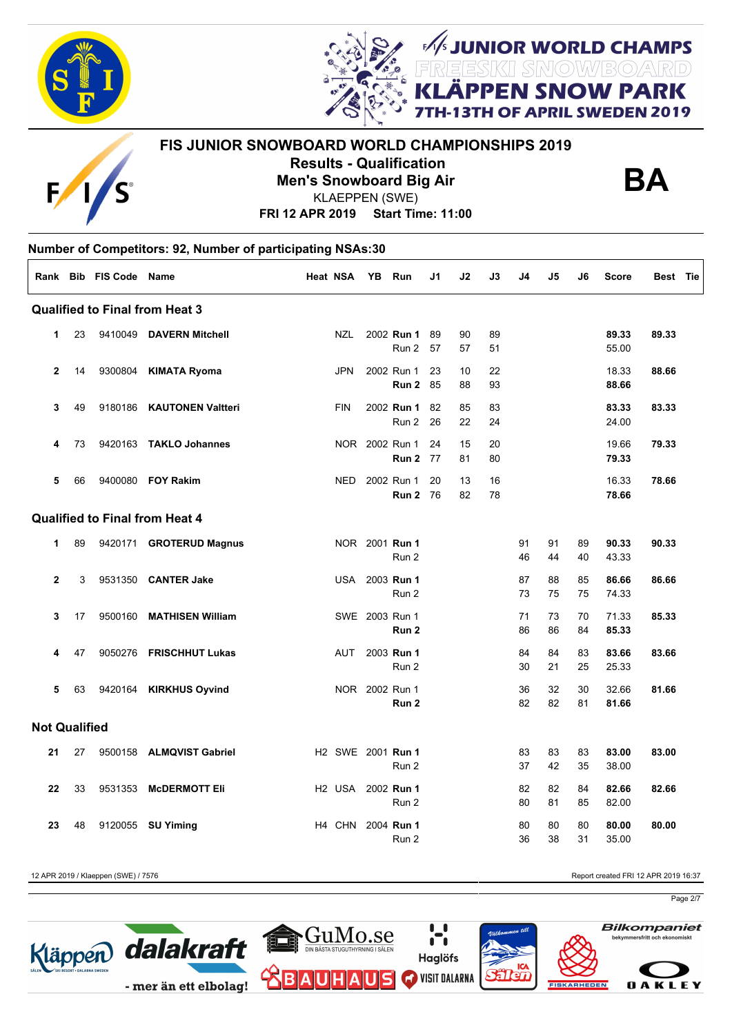# JUNIOR WORLD CHAMPS FREESKI SNOWBOARD KLÄPPEN SNOW PARK 7TH-13TH OF APRIL SWEDEN 2019

## FIS JUNIOR SNOWBOARD WORLD CHAMPIONSHIPS 2019

**Results - Qualification**
**Men's Snowboard Big Air**
KLAEPPEN (SWE)
**FRI 12 APR 2019 Start Time: 11:00**

**BA**

**Number of Competitors: 92, Number of participating NSAs:30**

| Rank | Bib | FIS Code | Name | Heat | NSA | YB | Run | J1 | J2 | J3 | J4 | J5 | J6 | Score | Best | Tie |
|---|---|---|---|---|---|---|---|---|---|---|---|---|---|---|---|---|
| **Qualified to Final from Heat 3** | | | | | | | | | | | | | | | | |
| 1 | 23 | 9410049 | **DAVERN Mitchell** | | NZL | 2002 | **Run 1** | 89 | 90 | 89 | | | | **89.33** | **89.33** | |
| | | | | | | | Run 2 | 57 | 57 | 51 | | | | 55.00 | | |
| 2 | 14 | 9300804 | **KIMATA Ryoma** | | JPN | 2002 | Run 1 | 23 | 10 | 22 | | | | 18.33 | **88.66** | |
| | | | | | | | **Run 2** | 85 | 88 | 93 | | | | **88.66** | | |
| 3 | 49 | 9180186 | **KAUTONEN Valtteri** | | FIN | 2002 | **Run 1** | 82 | 85 | 83 | | | | **83.33** | **83.33** | |
| | | | | | | | Run 2 | 26 | 22 | 24 | | | | 24.00 | | |
| 4 | 73 | 9420163 | **TAKLO Johannes** | | NOR | 2002 | Run 1 | 24 | 15 | 20 | | | | 19.66 | **79.33** | |
| | | | | | | | **Run 2** | 77 | 81 | 80 | | | | **79.33** | | |
| 5 | 66 | 9400080 | **FOY Rakim** | | NED | 2002 | Run 1 | 20 | 13 | 16 | | | | 16.33 | **78.66** | |
| | | | | | | | **Run 2** | 76 | 82 | 78 | | | | **78.66** | | |
| **Qualified to Final from Heat 4** | | | | | | | | | | | | | | | | |
| 1 | 89 | 9420171 | **GROTERUD Magnus** | | NOR | 2001 | **Run 1** | | | | 91 | 91 | 89 | **90.33** | **90.33** | |
| | | | | | | | Run 2 | | | | 46 | 44 | 40 | 43.33 | | |
| 2 | 3 | 9531350 | **CANTER Jake** | | USA | 2003 | **Run 1** | | | | 87 | 88 | 85 | **86.66** | **86.66** | |
| | | | | | | | Run 2 | | | | 73 | 75 | 75 | 74.33 | | |
| 3 | 17 | 9500160 | **MATHISEN William** | | SWE | 2003 | Run 1 | | | | 71 | 73 | 70 | 71.33 | **85.33** | |
| | | | | | | | **Run 2** | | | | 86 | 86 | 84 | **85.33** | | |
| 4 | 47 | 9050276 | **FRISCHHUT Lukas** | | AUT | 2003 | **Run 1** | | | | 84 | 84 | 83 | **83.66** | **83.66** | |
| | | | | | | | Run 2 | | | | 30 | 21 | 25 | 25.33 | | |
| 5 | 63 | 9420164 | **KIRKHUS Oyvind** | | NOR | 2002 | Run 1 | | | | 36 | 32 | 30 | 32.66 | **81.66** | |
| | | | | | | | **Run 2** | | | | 82 | 82 | 81 | **81.66** | | |
| **Not Qualified** | | | | | | | | | | | | | | | | |
| 21 | 27 | 9500158 | **ALMQVIST Gabriel** | H2 | SWE | 2001 | **Run 1** | | | | 83 | 83 | 83 | **83.00** | **83.00** | |
| | | | | | | | Run 2 | | | | 37 | 42 | 35 | 38.00 | | |
| 22 | 33 | 9531353 | **McDERMOTT Eli** | H2 | USA | 2002 | **Run 1** | | | | 82 | 82 | 84 | **82.66** | **82.66** | |
| | | | | | | | Run 2 | | | | 80 | 81 | 85 | 82.00 | | |
| 23 | 48 | 9120055 | **SU Yiming** | H4 | CHN | 2004 | **Run 1** | | | | 80 | 80 | 80 | **80.00** | **80.00** | |
| | | | | | | | Run 2 | | | | 36 | 38 | 31 | 35.00 | | |

12 APR 2019 / Klaeppen (SWE) / 7576

Report created FRI 12 APR 2019 16:37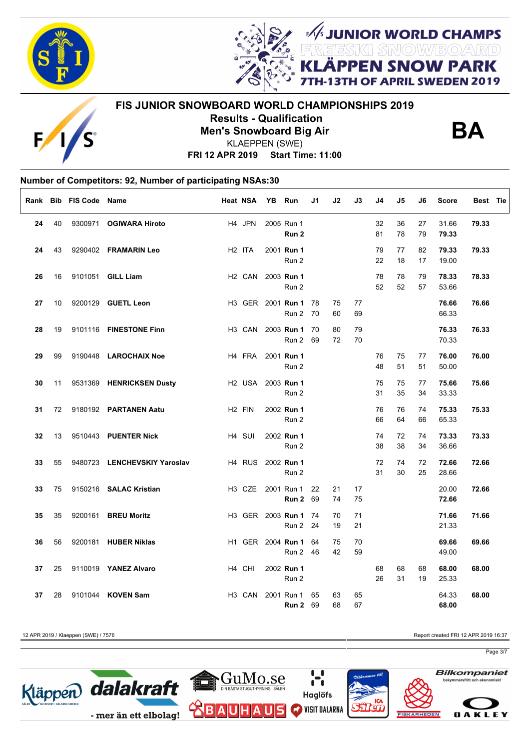# FIS JUNIOR SNOWBOARD WORLD CHAMPIONSHIPS 2019

**Results - Qualification**

**Men's Snowboard Big Air**

KLAEPPEN (SWE)

**FRI 12 APR 2019 Start Time: 11:00**

**BA**

**Number of Competitors: 92, Number of participating NSAs:30**

| Rank | Bib | FIS Code | Name | Heat | NSA | YB | Run | J1 | J2 | J3 | J4 | J5 | J6 | Score | Best | Tie |
|---|---|---|---|---|---|---|---|---|---|---|---|---|---|---|---|---|
| **24** | 40 | 9300971 | **OGIWARA Hiroto** | H4 | JPN | 2005 | Run 1 | | | | 32 | 36 | 27 | 31.66 | **79.33** | |
| | | | | | | | **Run 2** | | | | 81 | 78 | 79 | **79.33** | | |
| **24** | 43 | 9290402 | **FRAMARIN Leo** | H2 | ITA | 2001 | **Run 1** | | | | 79 | 77 | 82 | **79.33** | **79.33** | |
| | | | | | | | Run 2 | | | | 22 | 18 | 17 | 19.00 | | |
| **26** | 16 | 9101051 | **GILL Liam** | H2 | CAN | 2003 | **Run 1** | | | | 78 | 78 | 79 | **78.33** | **78.33** | |
| | | | | | | | Run 2 | | | | 52 | 52 | 57 | 53.66 | | |
| **27** | 10 | 9200129 | **GUETL Leon** | H3 | GER | 2001 | **Run 1** | 78 | 75 | 77 | | | | **76.66** | **76.66** | |
| | | | | | | | Run 2 | 70 | 60 | 69 | | | | 66.33 | | |
| **28** | 19 | 9101116 | **FINESTONE Finn** | H3 | CAN | 2003 | **Run 1** | 70 | 80 | 79 | | | | **76.33** | **76.33** | |
| | | | | | | | Run 2 | 69 | 72 | 70 | | | | 70.33 | | |
| **29** | 99 | 9190448 | **LAROCHAIX Noe** | H4 | FRA | 2001 | **Run 1** | | | | 76 | 75 | 77 | **76.00** | **76.00** | |
| | | | | | | | Run 2 | | | | 48 | 51 | 51 | 50.00 | | |
| **30** | 11 | 9531369 | **HENRICKSEN Dusty** | H2 | USA | 2003 | **Run 1** | | | | 75 | 75 | 77 | **75.66** | **75.66** | |
| | | | | | | | Run 2 | | | | 31 | 35 | 34 | 33.33 | | |
| **31** | 72 | 9180192 | **PARTANEN Aatu** | H2 | FIN | 2002 | **Run 1** | | | | 76 | 76 | 74 | **75.33** | **75.33** | |
| | | | | | | | Run 2 | | | | 66 | 64 | 66 | 65.33 | | |
| **32** | 13 | 9510443 | **PUENTER Nick** | H4 | SUI | 2002 | **Run 1** | | | | 74 | 72 | 74 | **73.33** | **73.33** | |
| | | | | | | | Run 2 | | | | 38 | 38 | 34 | 36.66 | | |
| **33** | 55 | 9480723 | **LENCHEVSKIY Yaroslav** | H4 | RUS | 2002 | **Run 1** | | | | 72 | 74 | 72 | **72.66** | **72.66** | |
| | | | | | | | Run 2 | | | | 31 | 30 | 25 | 28.66 | | |
| **33** | 75 | 9150216 | **SALAC Kristian** | H3 | CZE | 2001 | Run 1 | 22 | 21 | 17 | | | | 20.00 | **72.66** | |
| | | | | | | | **Run 2** | 69 | 74 | 75 | | | | **72.66** | | |
| **35** | 35 | 9200161 | **BREU Moritz** | H3 | GER | 2003 | **Run 1** | 74 | 70 | 71 | | | | **71.66** | **71.66** | |
| | | | | | | | Run 2 | 24 | 19 | 21 | | | | 21.33 | | |
| **36** | 56 | 9200181 | **HUBER Niklas** | H1 | GER | 2004 | **Run 1** | 64 | 75 | 70 | | | | **69.66** | **69.66** | |
| | | | | | | | Run 2 | 46 | 42 | 59 | | | | 49.00 | | |
| **37** | 25 | 9110019 | **YANEZ Alvaro** | H4 | CHI | 2002 | **Run 1** | | | | 68 | 68 | 68 | **68.00** | **68.00** | |
| | | | | | | | Run 2 | | | | 26 | 31 | 19 | 25.33 | | |
| **37** | 28 | 9101044 | **KOVEN Sam** | H3 | CAN | 2001 | Run 1 | 65 | 63 | 65 | | | | 64.33 | **68.00** | |
| | | | | | | | **Run 2** | 69 | 68 | 67 | | | | **68.00** | | |

12 APR 2019 / Klaeppen (SWE) / 7576

Report created FRI 12 APR 2019 16:37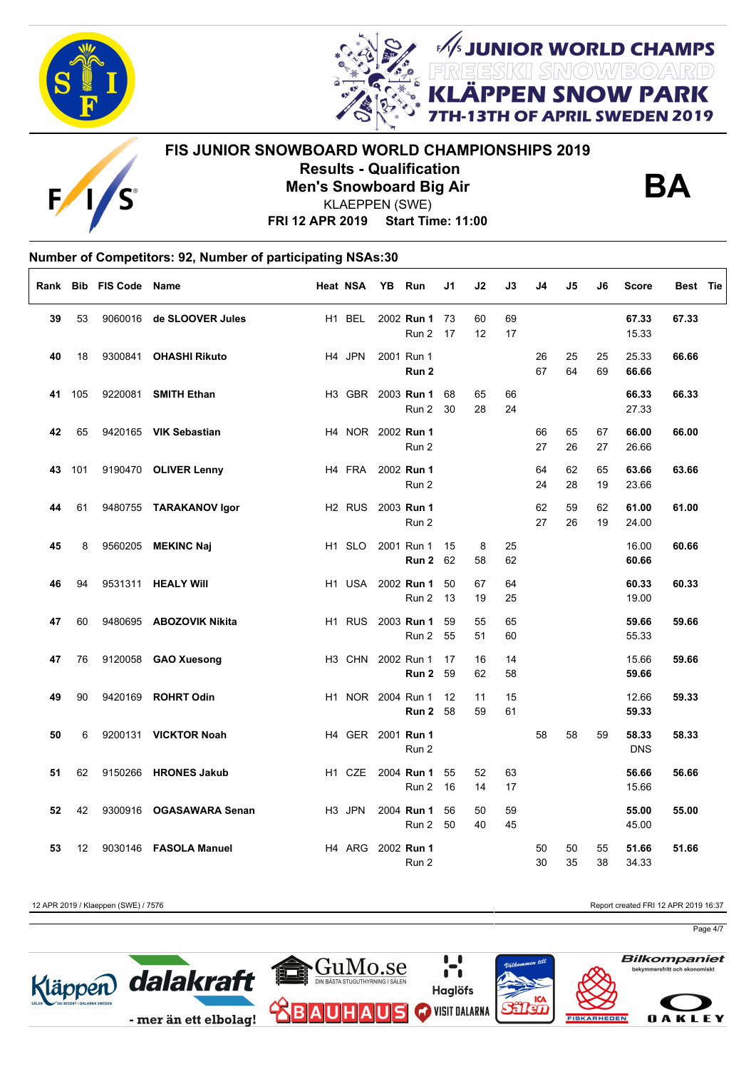# FIS JUNIOR SNOWBOARD WORLD CHAMPIONSHIPS 2019

## Results - Qualification

## Men's Snowboard Big Air

KLAEPPEN (SWE)

**FRI 12 APR 2019 Start Time: 11:00**

**BA**

**Number of Competitors: 92, Number of participating NSAs:30**

| Rank | Bib | FIS Code | Name | Heat | NSA | YB | Run | J1 | J2 | J3 | J4 | J5 | J6 | Score | Best | Tie |
|---|---|---|---|---|---|---|---|---|---|---|---|---|---|---|---|---|
| **39** | 53 | 9060016 | **de SLOOVER Jules** | H1 | BEL | 2002 | **Run 1** | 73 | 60 | 69 | | | | **67.33** | **67.33** | |
| | | | | | | | Run 2 | 17 | 12 | 17 | | | | 15.33 | | |
| **40** | 18 | 9300841 | **OHASHI Rikuto** | H4 | JPN | 2001 | Run 1 | | | | 26 | 25 | 25 | 25.33 | **66.66** | |
| | | | | | | | **Run 2** | | | | 67 | 64 | 69 | **66.66** | | |
| **41** | 105 | 9220081 | **SMITH Ethan** | H3 | GBR | 2003 | **Run 1** | 68 | 65 | 66 | | | | **66.33** | **66.33** | |
| | | | | | | | Run 2 | 30 | 28 | 24 | | | | 27.33 | | |
| **42** | 65 | 9420165 | **VIK Sebastian** | H4 | NOR | 2002 | **Run 1** | | | | 66 | 65 | 67 | **66.00** | **66.00** | |
| | | | | | | | Run 2 | | | | 27 | 26 | 27 | 26.66 | | |
| **43** | 101 | 9190470 | **OLIVER Lenny** | H4 | FRA | 2002 | **Run 1** | | | | 64 | 62 | 65 | **63.66** | **63.66** | |
| | | | | | | | Run 2 | | | | 24 | 28 | 19 | 23.66 | | |
| **44** | 61 | 9480755 | **TARAKANOV Igor** | H2 | RUS | 2003 | **Run 1** | | | | 62 | 59 | 62 | **61.00** | **61.00** | |
| | | | | | | | Run 2 | | | | 27 | 26 | 19 | 24.00 | | |
| **45** | 8 | 9560205 | **MEKINC Naj** | H1 | SLO | 2001 | Run 1 | 15 | 8 | 25 | | | | 16.00 | **60.66** | |
| | | | | | | | **Run 2** | 62 | 58 | 62 | | | | **60.66** | | |
| **46** | 94 | 9531311 | **HEALY Will** | H1 | USA | 2002 | **Run 1** | 50 | 67 | 64 | | | | **60.33** | **60.33** | |
| | | | | | | | Run 2 | 13 | 19 | 25 | | | | 19.00 | | |
| **47** | 60 | 9480695 | **ABOZOVIK Nikita** | H1 | RUS | 2003 | **Run 1** | 59 | 55 | 65 | | | | **59.66** | **59.66** | |
| | | | | | | | Run 2 | 55 | 51 | 60 | | | | 55.33 | | |
| **47** | 76 | 9120058 | **GAO Xuesong** | H3 | CHN | 2002 | Run 1 | 17 | 16 | 14 | | | | 15.66 | **59.66** | |
| | | | | | | | **Run 2** | 59 | 62 | 58 | | | | **59.66** | | |
| **49** | 90 | 9420169 | **ROHRT Odin** | H1 | NOR | 2004 | Run 1 | 12 | 11 | 15 | | | | 12.66 | **59.33** | |
| | | | | | | | **Run 2** | 58 | 59 | 61 | | | | **59.33** | | |
| **50** | 6 | 9200131 | **VICKTOR Noah** | H4 | GER | 2001 | **Run 1** | | | | 58 | 58 | 59 | **58.33** | **58.33** | |
| | | | | | | | Run 2 | | | | | | | DNS | | |
| **51** | 62 | 9150266 | **HRONES Jakub** | H1 | CZE | 2004 | **Run 1** | 55 | 52 | 63 | | | | **56.66** | **56.66** | |
| | | | | | | | Run 2 | 16 | 14 | 17 | | | | 15.66 | | |
| **52** | 42 | 9300916 | **OGASAWARA Senan** | H3 | JPN | 2004 | **Run 1** | 56 | 50 | 59 | | | | **55.00** | **55.00** | |
| | | | | | | | Run 2 | 50 | 40 | 45 | | | | 45.00 | | |
| **53** | 12 | 9030146 | **FASOLA Manuel** | H4 | ARG | 2002 | **Run 1** | | | | 50 | 50 | 55 | **51.66** | **51.66** | |
| | | | | | | | Run 2 | | | | 30 | 35 | 38 | 34.33 | | |

12 APR 2019 / Klaeppen (SWE) / 7576

Report created FRI 12 APR 2019 16:37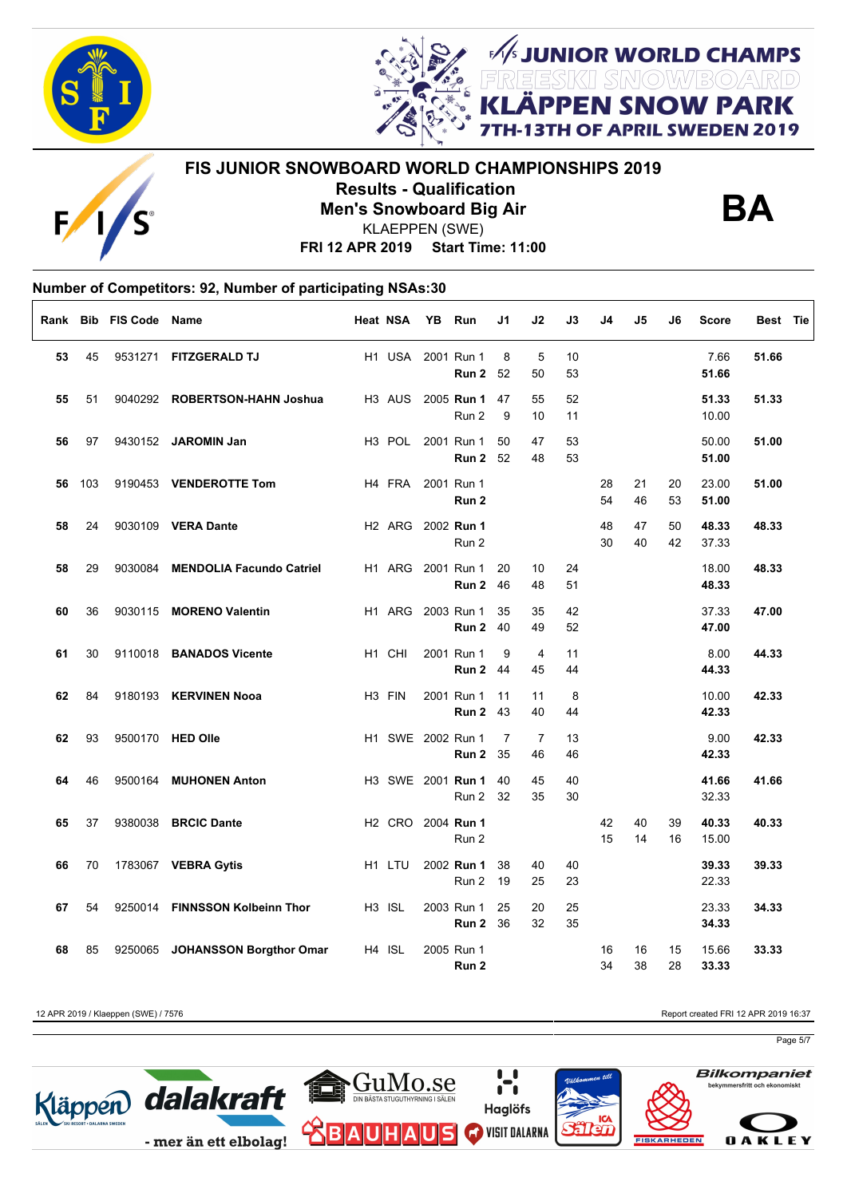## FIS JUNIOR SNOWBOARD WORLD CHAMPIONSHIPS 2019

**Results - Qualification**

**Men's Snowboard Big Air**

KLAEPPEN (SWE)

**FRI 12 APR 2019 Start Time: 11:00**

**BA**

**Number of Competitors: 92, Number of participating NSAs:30**

| Rank | Bib | FIS Code | Name | Heat | NSA | YB | Run | J1 | J2 | J3 | J4 | J5 | J6 | Score | Best | Tie |
|---|---|---|---|---|---|---|---|---|---|---|---|---|---|---|---|---|
| **53** | 45 | 9531271 | **FITZGERALD TJ** | H1 | USA | 2001 | Run 1 | 8 | 5 | 10 | | | | 7.66 | **51.66** | |
| | | | | | | | **Run 2** | 52 | 50 | 53 | | | | **51.66** | | |
| **55** | 51 | 9040292 | **ROBERTSON-HAHN Joshua** | H3 | AUS | 2005 | **Run 1** | 47 | 55 | 52 | | | | **51.33** | **51.33** | |
| | | | | | | | Run 2 | 9 | 10 | 11 | | | | 10.00 | | |
| **56** | 97 | 9430152 | **JAROMIN Jan** | H3 | POL | 2001 | Run 1 | 50 | 47 | 53 | | | | 50.00 | **51.00** | |
| | | | | | | | **Run 2** | 52 | 48 | 53 | | | | **51.00** | | |
| **56** | 103 | 9190453 | **VENDEROTTE Tom** | H4 | FRA | 2001 | Run 1 | | | | 28 | 21 | 20 | 23.00 | **51.00** | |
| | | | | | | | **Run 2** | | | | 54 | 46 | 53 | **51.00** | | |
| **58** | 24 | 9030109 | **VERA Dante** | H2 | ARG | 2002 | **Run 1** | | | | 48 | 47 | 50 | **48.33** | **48.33** | |
| | | | | | | | Run 2 | | | | 30 | 40 | 42 | 37.33 | | |
| **58** | 29 | 9030084 | **MENDOLIA Facundo Catriel** | H1 | ARG | 2001 | Run 1 | 20 | 10 | 24 | | | | 18.00 | **48.33** | |
| | | | | | | | **Run 2** | 46 | 48 | 51 | | | | **48.33** | | |
| **60** | 36 | 9030115 | **MORENO Valentin** | H1 | ARG | 2003 | Run 1 | 35 | 35 | 42 | | | | 37.33 | **47.00** | |
| | | | | | | | **Run 2** | 40 | 49 | 52 | | | | **47.00** | | |
| **61** | 30 | 9110018 | **BANADOS Vicente** | H1 | CHI | 2001 | Run 1 | 9 | 4 | 11 | | | | 8.00 | **44.33** | |
| | | | | | | | **Run 2** | 44 | 45 | 44 | | | | **44.33** | | |
| **62** | 84 | 9180193 | **KERVINEN Nooa** | H3 | FIN | 2001 | Run 1 | 11 | 11 | 8 | | | | 10.00 | **42.33** | |
| | | | | | | | **Run 2** | 43 | 40 | 44 | | | | **42.33** | | |
| **62** | 93 | 9500170 | **HED Olle** | H1 | SWE | 2002 | Run 1 | 7 | 7 | 13 | | | | 9.00 | **42.33** | |
| | | | | | | | **Run 2** | 35 | 46 | 46 | | | | **42.33** | | |
| **64** | 46 | 9500164 | **MUHONEN Anton** | H3 | SWE | 2001 | **Run 1** | 40 | 45 | 40 | | | | **41.66** | **41.66** | |
| | | | | | | | Run 2 | 32 | 35 | 30 | | | | 32.33 | | |
| **65** | 37 | 9380038 | **BRCIC Dante** | H2 | CRO | 2004 | **Run 1** | | | | 42 | 40 | 39 | **40.33** | **40.33** | |
| | | | | | | | Run 2 | | | | 15 | 14 | 16 | 15.00 | | |
| **66** | 70 | 1783067 | **VEBRA Gytis** | H1 | LTU | 2002 | **Run 1** | 38 | 40 | 40 | | | | **39.33** | **39.33** | |
| | | | | | | | Run 2 | 19 | 25 | 23 | | | | 22.33 | | |
| **67** | 54 | 9250014 | **FINNSSON Kolbeinn Thor** | H3 | ISL | 2003 | Run 1 | 25 | 20 | 25 | | | | 23.33 | **34.33** | |
| | | | | | | | **Run 2** | 36 | 32 | 35 | | | | **34.33** | | |
| **68** | 85 | 9250065 | **JOHANSSON Borgthor Omar** | H4 | ISL | 2005 | Run 1 | | | | 16 | 16 | 15 | 15.66 | **33.33** | |
| | | | | | | | **Run 2** | | | | 34 | 38 | 28 | **33.33** | | |

12 APR 2019 / Klaeppen (SWE) / 7576

Report created FRI 12 APR 2019 16:37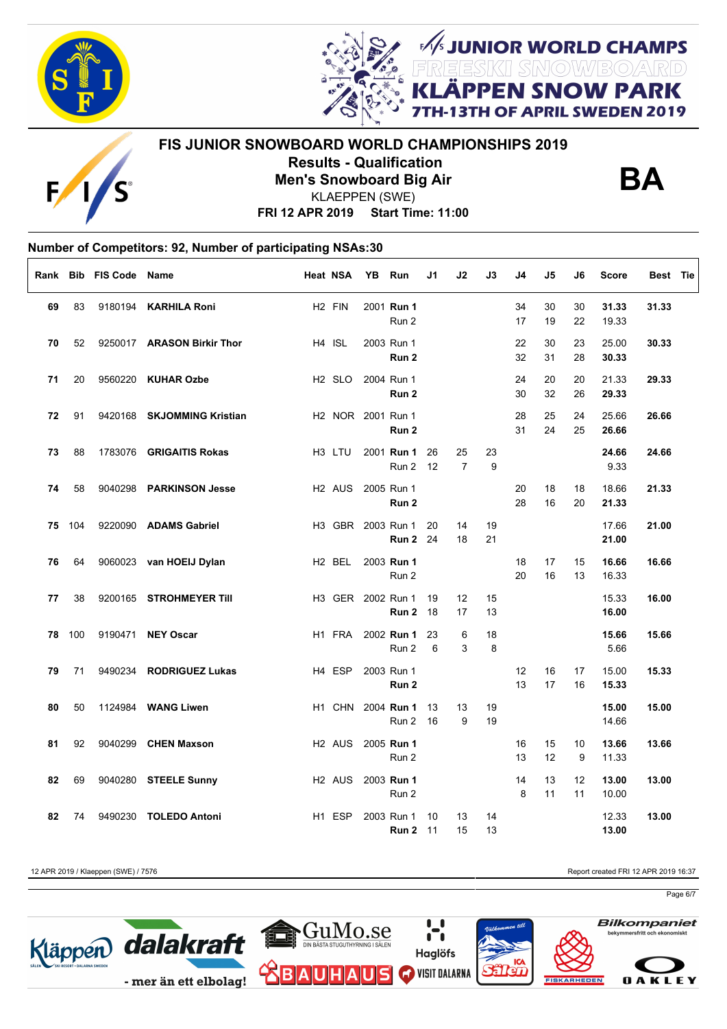# FIS JUNIOR SNOWBOARD WORLD CHAMPIONSHIPS 2019

## Results - Qualification

## Men's Snowboard Big Air

KLAEPPEN (SWE)

**FRI 12 APR 2019 Start Time: 11:00**

**BA**

### Number of Competitors: 92, Number of participating NSAs:30

| Rank | Bib | FIS Code | Name | Heat | NSA | YB | Run | J1 | J2 | J3 | J4 | J5 | J6 | Score | Best | Tie |
|---|---|---|---|---|---|---|---|---|---|---|---|---|---|---|---|---|
| **69** | 83 | 9180194 | **KARHILA Roni** | H2 | FIN | 2001 | **Run 1** | | | | 34 | 30 | 30 | **31.33** | **31.33** | |
| | | | | | | | Run 2 | | | | 17 | 19 | 22 | 19.33 | | |
| **70** | 52 | 9250017 | **ARASON Birkir Thor** | H4 | ISL | 2003 | Run 1 | | | | 22 | 30 | 23 | 25.00 | **30.33** | |
| | | | | | | | **Run 2** | | | | 32 | 31 | 28 | **30.33** | | |
| **71** | 20 | 9560220 | **KUHAR Ozbe** | H2 | SLO | 2004 | Run 1 | | | | 24 | 20 | 20 | 21.33 | **29.33** | |
| | | | | | | | **Run 2** | | | | 30 | 32 | 26 | **29.33** | | |
| **72** | 91 | 9420168 | **SKJOMMING Kristian** | H2 | NOR | 2001 | Run 1 | | | | 28 | 25 | 24 | 25.66 | **26.66** | |
| | | | | | | | **Run 2** | | | | 31 | 24 | 25 | **26.66** | | |
| **73** | 88 | 1783076 | **GRIGAITIS Rokas** | H3 | LTU | 2001 | **Run 1** | 26 | 25 | 23 | | | | **24.66** | **24.66** | |
| | | | | | | | Run 2 | 12 | 7 | 9 | | | | 9.33 | | |
| **74** | 58 | 9040298 | **PARKINSON Jesse** | H2 | AUS | 2005 | Run 1 | | | | 20 | 18 | 18 | 18.66 | **21.33** | |
| | | | | | | | **Run 2** | | | | 28 | 16 | 20 | **21.33** | | |
| **75** | 104 | 9220090 | **ADAMS Gabriel** | H3 | GBR | 2003 | Run 1 | 20 | 14 | 19 | | | | 17.66 | **21.00** | |
| | | | | | | | **Run 2** | 24 | 18 | 21 | | | | **21.00** | | |
| **76** | 64 | 9060023 | **van HOEIJ Dylan** | H2 | BEL | 2003 | **Run 1** | | | | 18 | 17 | 15 | **16.66** | **16.66** | |
| | | | | | | | Run 2 | | | | 20 | 16 | 13 | 16.33 | | |
| **77** | 38 | 9200165 | **STROHMEYER Till** | H3 | GER | 2002 | Run 1 | 19 | 12 | 15 | | | | 15.33 | **16.00** | |
| | | | | | | | **Run 2** | 18 | 17 | 13 | | | | **16.00** | | |
| **78** | 100 | 9190471 | **NEY Oscar** | H1 | FRA | 2002 | **Run 1** | 23 | 6 | 18 | | | | **15.66** | **15.66** | |
| | | | | | | | Run 2 | 6 | 3 | 8 | | | | 5.66 | | |
| **79** | 71 | 9490234 | **RODRIGUEZ Lukas** | H4 | ESP | 2003 | Run 1 | | | | 12 | 16 | 17 | 15.00 | **15.33** | |
| | | | | | | | **Run 2** | | | | 13 | 17 | 16 | **15.33** | | |
| **80** | 50 | 1124984 | **WANG Liwen** | H1 | CHN | 2004 | **Run 1** | 13 | 13 | 19 | | | | **15.00** | **15.00** | |
| | | | | | | | Run 2 | 16 | 9 | 19 | | | | 14.66 | | |
| **81** | 92 | 9040299 | **CHEN Maxson** | H2 | AUS | 2005 | **Run 1** | | | | 16 | 15 | 10 | **13.66** | **13.66** | |
| | | | | | | | Run 2 | | | | 13 | 12 | 9 | 11.33 | | |
| **82** | 69 | 9040280 | **STEELE Sunny** | H2 | AUS | 2003 | **Run 1** | | | | 14 | 13 | 12 | **13.00** | **13.00** | |
| | | | | | | | Run 2 | | | | 8 | 11 | 11 | 10.00 | | |
| **82** | 74 | 9490230 | **TOLEDO Antoni** | H1 | ESP | 2003 | Run 1 | 10 | 13 | 14 | | | | 12.33 | **13.00** | |
| | | | | | | | **Run 2** | 11 | 15 | 13 | | | | **13.00** | | |

12 APR 2019 / Klaeppen (SWE) / 7576

Report created FRI 12 APR 2019 16:37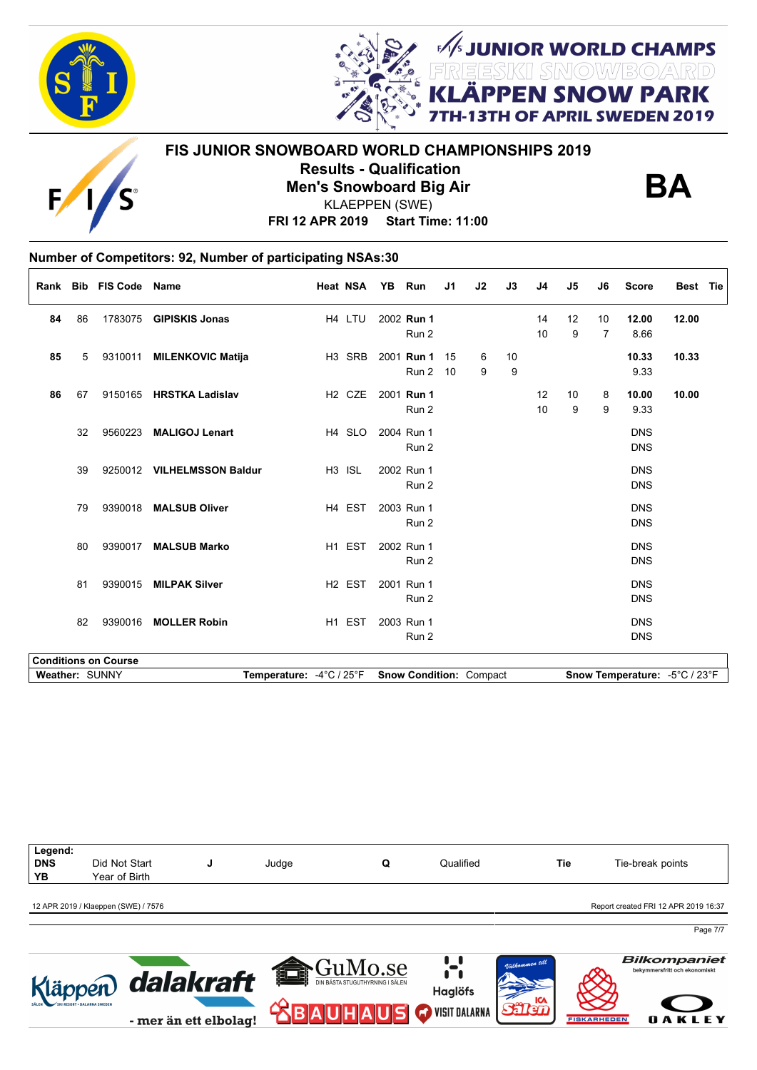# FIS JUNIOR SNOWBOARD WORLD CHAMPIONSHIPS 2019

## Results - Qualification

## Men's Snowboard Big Air

KLAEPPEN (SWE)

**FRI 12 APR 2019 Start Time: 11:00**

**BA**

### Number of Competitors: 92, Number of participating NSAs:30

| Rank | Bib | FIS Code | Name | Heat | NSA | YB | Run | J1 | J2 | J3 | J4 | J5 | J6 | Score | Best | Tie |
|---|---|---|---|---|---|---|---|---|---|---|---|---|---|---|---|---|
| **84** | 86 | 1783075 | **GIPISKIS Jonas** | H4 | LTU | 2002 | **Run 1** | | | | 14 | 12 | 10 | **12.00** | **12.00** | |
| | | | | | | | Run 2 | | | | 10 | 9 | 7 | 8.66 | | |
| **85** | 5 | 9310011 | **MILENKOVIC Matija** | H3 | SRB | 2001 | **Run 1** | 15 | 6 | 10 | | | | **10.33** | **10.33** | |
| | | | | | | | Run 2 | 10 | 9 | 9 | | | | 9.33 | | |
| **86** | 67 | 9150165 | **HRSTKA Ladislav** | H2 | CZE | 2001 | **Run 1** | | | | 12 | 10 | 8 | **10.00** | **10.00** | |
| | | | | | | | Run 2 | | | | 10 | 9 | 9 | 9.33 | | |
| | 32 | 9560223 | **MALIGOJ Lenart** | H4 | SLO | 2004 | Run 1 | | | | | | | DNS | | |
| | | | | | | | Run 2 | | | | | | | DNS | | |
| | 39 | 9250012 | **VILHELMSSON Baldur** | H3 | ISL | 2002 | Run 1 | | | | | | | DNS | | |
| | | | | | | | Run 2 | | | | | | | DNS | | |
| | 79 | 9390018 | **MALSUB Oliver** | H4 | EST | 2003 | Run 1 | | | | | | | DNS | | |
| | | | | | | | Run 2 | | | | | | | DNS | | |
| | 80 | 9390017 | **MALSUB Marko** | H1 | EST | 2002 | Run 1 | | | | | | | DNS | | |
| | | | | | | | Run 2 | | | | | | | DNS | | |
| | 81 | 9390015 | **MILPAK Silver** | H2 | EST | 2001 | Run 1 | | | | | | | DNS | | |
| | | | | | | | Run 2 | | | | | | | DNS | | |
| | 82 | 9390016 | **MOLLER Robin** | H1 | EST | 2003 | Run 1 | | | | | | | DNS | | |
| | | | | | | | Run 2 | | | | | | | DNS | | |

**Conditions on Course**

**Weather:** SUNNY **Temperature:** -4°C / 25°F **Snow Condition:** Compact **Snow Temperature:** -5°C / 23°F

**Legend:**

| | | | | | | | |
|---|---|---|---|---|---|---|---|
| **DNS** | Did Not Start | **J** | Judge | **Q** | Qualified | **Tie** | Tie-break points |
| **YB** | Year of Birth | | | | | | |

12 APR 2019 / Klaeppen (SWE) / 7576

Report created FRI 12 APR 2019 16:37